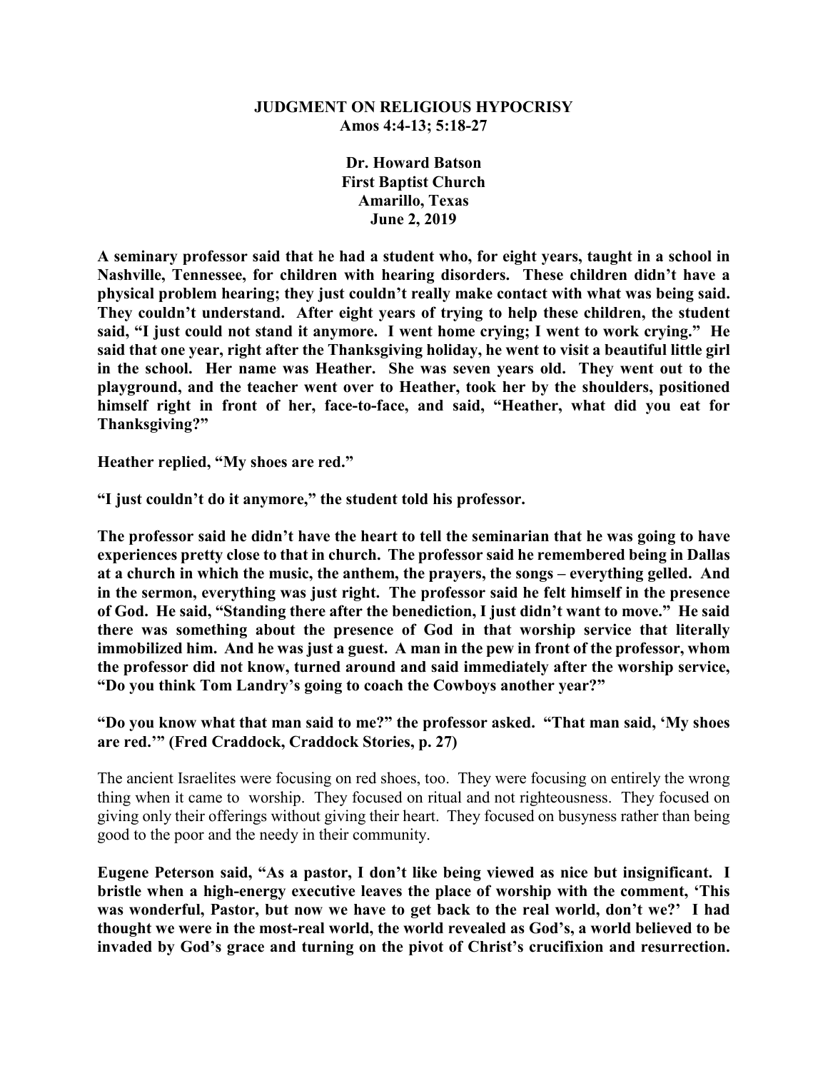# JUDGMENT ON RELIGIOUS HYPOCRISY

**Amos 4:4-13; 5:18-27**

**Dr. Howard Batson**
**First Baptist Church**
**Amarillo, Texas**
**June 2, 2019**

**A seminary professor said that he had a student who, for eight years, taught in a school in Nashville, Tennessee, for children with hearing disorders. These children didn't have a physical problem hearing; they just couldn't really make contact with what was being said. They couldn't understand. After eight years of trying to help these children, the student said, "I just could not stand it anymore. I went home crying; I went to work crying." He said that one year, right after the Thanksgiving holiday, he went to visit a beautiful little girl in the school. Her name was Heather. She was seven years old. They went out to the playground, and the teacher went over to Heather, took her by the shoulders, positioned himself right in front of her, face-to-face, and said, "Heather, what did you eat for Thanksgiving?"**

**Heather replied, "My shoes are red."**

**"I just couldn't do it anymore," the student told his professor.**

**The professor said he didn't have the heart to tell the seminarian that he was going to have experiences pretty close to that in church. The professor said he remembered being in Dallas at a church in which the music, the anthem, the prayers, the songs – everything gelled. And in the sermon, everything was just right. The professor said he felt himself in the presence of God. He said, "Standing there after the benediction, I just didn't want to move." He said there was something about the presence of God in that worship service that literally immobilized him. And he was just a guest. A man in the pew in front of the professor, whom the professor did not know, turned around and said immediately after the worship service, "Do you think Tom Landry's going to coach the Cowboys another year?"**

**"Do you know what that man said to me?" the professor asked. "That man said, 'My shoes are red.'" (Fred Craddock, Craddock Stories, p. 27)**

The ancient Israelites were focusing on red shoes, too. They were focusing on entirely the wrong thing when it came to worship. They focused on ritual and not righteousness. They focused on giving only their offerings without giving their heart. They focused on busyness rather than being good to the poor and the needy in their community.

**Eugene Peterson said, "As a pastor, I don't like being viewed as nice but insignificant. I bristle when a high-energy executive leaves the place of worship with the comment, 'This was wonderful, Pastor, but now we have to get back to the real world, don't we?' I had thought we were in the most-real world, the world revealed as God's, a world believed to be invaded by God's grace and turning on the pivot of Christ's crucifixion and resurrection.**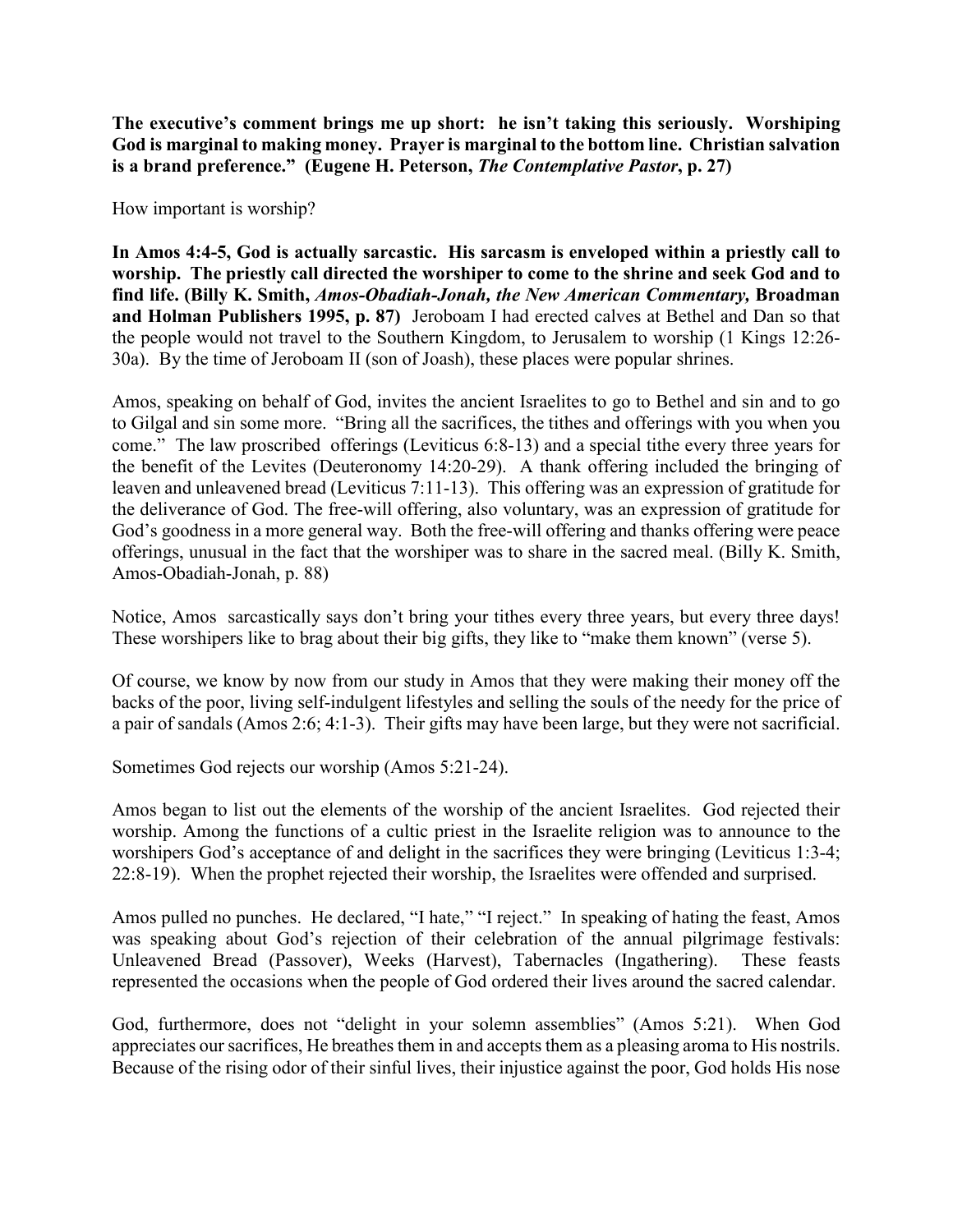**The executive's comment brings me up short: he isn't taking this seriously. Worshiping God is marginal to making money. Prayer is marginal to the bottom line. Christian salvation is a brand preference." (Eugene H. Peterson, *The Contemplative Pastor*, p. 27)**

How important is worship?

**In Amos 4:4-5, God is actually sarcastic. His sarcasm is enveloped within a priestly call to worship. The priestly call directed the worshiper to come to the shrine and seek God and to find life. (Billy K. Smith, *Amos-Obadiah-Jonah, the New American Commentary,* Broadman and Holman Publishers 1995, p. 87)** Jeroboam I had erected calves at Bethel and Dan so that the people would not travel to the Southern Kingdom, to Jerusalem to worship (1 Kings 12:26-30a). By the time of Jeroboam II (son of Joash), these places were popular shrines.

Amos, speaking on behalf of God, invites the ancient Israelites to go to Bethel and sin and to go to Gilgal and sin some more. "Bring all the sacrifices, the tithes and offerings with you when you come." The law proscribed offerings (Leviticus 6:8-13) and a special tithe every three years for the benefit of the Levites (Deuteronomy 14:20-29). A thank offering included the bringing of leaven and unleavened bread (Leviticus 7:11-13). This offering was an expression of gratitude for the deliverance of God. The free-will offering, also voluntary, was an expression of gratitude for God's goodness in a more general way. Both the free-will offering and thanks offering were peace offerings, unusual in the fact that the worshiper was to share in the sacred meal. (Billy K. Smith, Amos-Obadiah-Jonah, p. 88)

Notice, Amos sarcastically says don't bring your tithes every three years, but every three days! These worshipers like to brag about their big gifts, they like to "make them known" (verse 5).

Of course, we know by now from our study in Amos that they were making their money off the backs of the poor, living self-indulgent lifestyles and selling the souls of the needy for the price of a pair of sandals (Amos 2:6; 4:1-3). Their gifts may have been large, but they were not sacrificial.

Sometimes God rejects our worship (Amos 5:21-24).

Amos began to list out the elements of the worship of the ancient Israelites. God rejected their worship. Among the functions of a cultic priest in the Israelite religion was to announce to the worshipers God's acceptance of and delight in the sacrifices they were bringing (Leviticus 1:3-4; 22:8-19). When the prophet rejected their worship, the Israelites were offended and surprised.

Amos pulled no punches. He declared, "I hate," "I reject." In speaking of hating the feast, Amos was speaking about God's rejection of their celebration of the annual pilgrimage festivals: Unleavened Bread (Passover), Weeks (Harvest), Tabernacles (Ingathering). These feasts represented the occasions when the people of God ordered their lives around the sacred calendar.

God, furthermore, does not "delight in your solemn assemblies" (Amos 5:21). When God appreciates our sacrifices, He breathes them in and accepts them as a pleasing aroma to His nostrils. Because of the rising odor of their sinful lives, their injustice against the poor, God holds His nose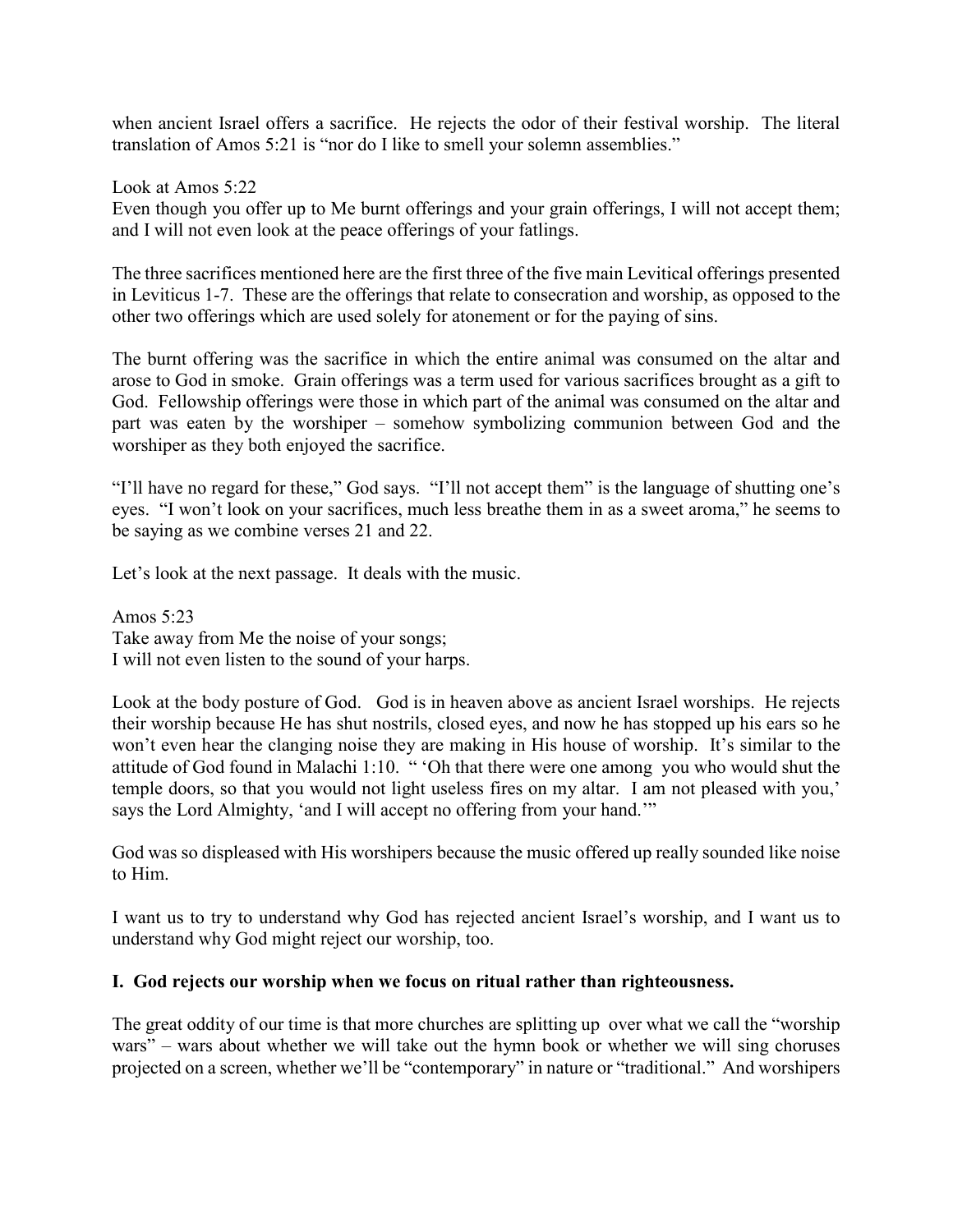when ancient Israel offers a sacrifice. He rejects the odor of their festival worship. The literal translation of Amos 5:21 is "nor do I like to smell your solemn assemblies."

Look at Amos 5:22
Even though you offer up to Me burnt offerings and your grain offerings, I will not accept them; and I will not even look at the peace offerings of your fatlings.

The three sacrifices mentioned here are the first three of the five main Levitical offerings presented in Leviticus 1-7. These are the offerings that relate to consecration and worship, as opposed to the other two offerings which are used solely for atonement or for the paying of sins.

The burnt offering was the sacrifice in which the entire animal was consumed on the altar and arose to God in smoke. Grain offerings was a term used for various sacrifices brought as a gift to God. Fellowship offerings were those in which part of the animal was consumed on the altar and part was eaten by the worshiper – somehow symbolizing communion between God and the worshiper as they both enjoyed the sacrifice.

"I'll have no regard for these," God says. "I'll not accept them" is the language of shutting one's eyes. "I won't look on your sacrifices, much less breathe them in as a sweet aroma," he seems to be saying as we combine verses 21 and 22.

Let's look at the next passage. It deals with the music.

Amos 5:23
Take away from Me the noise of your songs;
I will not even listen to the sound of your harps.

Look at the body posture of God. God is in heaven above as ancient Israel worships. He rejects their worship because He has shut nostrils, closed eyes, and now he has stopped up his ears so he won't even hear the clanging noise they are making in His house of worship. It's similar to the attitude of God found in Malachi 1:10. " 'Oh that there were one among you who would shut the temple doors, so that you would not light useless fires on my altar. I am not pleased with you,' says the Lord Almighty, 'and I will accept no offering from your hand.'"

God was so displeased with His worshipers because the music offered up really sounded like noise to Him.

I want us to try to understand why God has rejected ancient Israel's worship, and I want us to understand why God might reject our worship, too.

**I. God rejects our worship when we focus on ritual rather than righteousness.**

The great oddity of our time is that more churches are splitting up over what we call the "worship wars" – wars about whether we will take out the hymn book or whether we will sing choruses projected on a screen, whether we'll be "contemporary" in nature or "traditional." And worshipers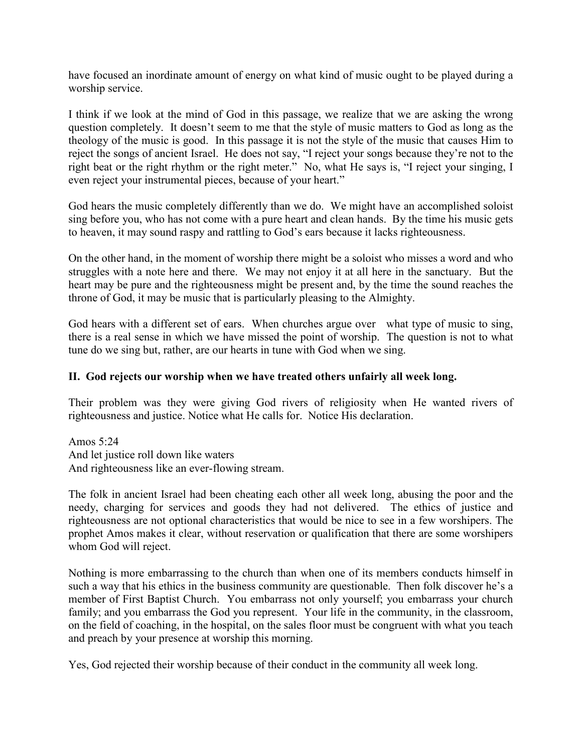have focused an inordinate amount of energy on what kind of music ought to be played during a worship service.

I think if we look at the mind of God in this passage, we realize that we are asking the wrong question completely. It doesn't seem to me that the style of music matters to God as long as the theology of the music is good. In this passage it is not the style of the music that causes Him to reject the songs of ancient Israel. He does not say, "I reject your songs because they're not to the right beat or the right rhythm or the right meter." No, what He says is, "I reject your singing, I even reject your instrumental pieces, because of your heart."

God hears the music completely differently than we do. We might have an accomplished soloist sing before you, who has not come with a pure heart and clean hands. By the time his music gets to heaven, it may sound raspy and rattling to God's ears because it lacks righteousness.

On the other hand, in the moment of worship there might be a soloist who misses a word and who struggles with a note here and there. We may not enjoy it at all here in the sanctuary. But the heart may be pure and the righteousness might be present and, by the time the sound reaches the throne of God, it may be music that is particularly pleasing to the Almighty.

God hears with a different set of ears. When churches argue over what type of music to sing, there is a real sense in which we have missed the point of worship. The question is not to what tune do we sing but, rather, are our hearts in tune with God when we sing.

**II. God rejects our worship when we have treated others unfairly all week long.**

Their problem was they were giving God rivers of religiosity when He wanted rivers of righteousness and justice. Notice what He calls for. Notice His declaration.

Amos 5:24
And let justice roll down like waters
And righteousness like an ever-flowing stream.

The folk in ancient Israel had been cheating each other all week long, abusing the poor and the needy, charging for services and goods they had not delivered. The ethics of justice and righteousness are not optional characteristics that would be nice to see in a few worshipers. The prophet Amos makes it clear, without reservation or qualification that there are some worshipers whom God will reject.

Nothing is more embarrassing to the church than when one of its members conducts himself in such a way that his ethics in the business community are questionable. Then folk discover he's a member of First Baptist Church. You embarrass not only yourself; you embarrass your church family; and you embarrass the God you represent. Your life in the community, in the classroom, on the field of coaching, in the hospital, on the sales floor must be congruent with what you teach and preach by your presence at worship this morning.

Yes, God rejected their worship because of their conduct in the community all week long.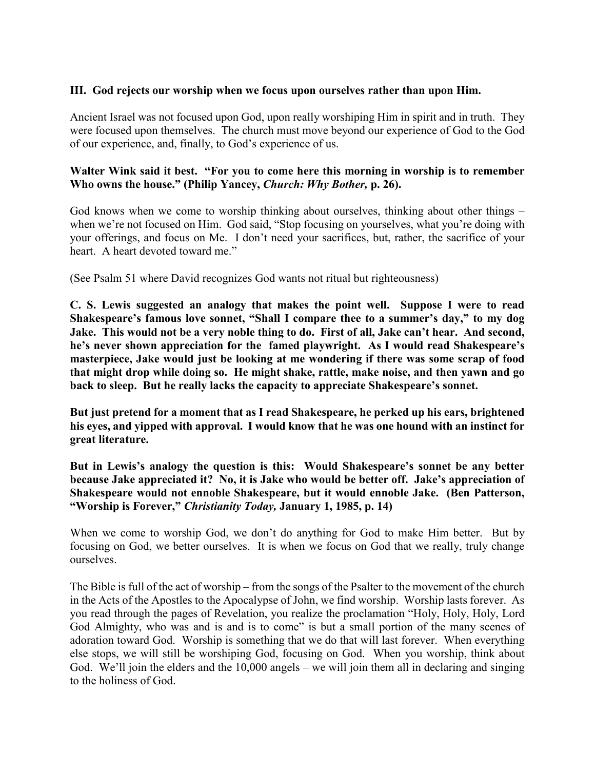**III. God rejects our worship when we focus upon ourselves rather than upon Him.**

Ancient Israel was not focused upon God, upon really worshiping Him in spirit and in truth. They were focused upon themselves. The church must move beyond our experience of God to the God of our experience, and, finally, to God's experience of us.

**Walter Wink said it best. "For you to come here this morning in worship is to remember Who owns the house." (Philip Yancey, *Church: Why Bother,* p. 26).**

God knows when we come to worship thinking about ourselves, thinking about other things – when we're not focused on Him. God said, "Stop focusing on yourselves, what you're doing with your offerings, and focus on Me. I don't need your sacrifices, but, rather, the sacrifice of your heart. A heart devoted toward me."

(See Psalm 51 where David recognizes God wants not ritual but righteousness)

**C. S. Lewis suggested an analogy that makes the point well. Suppose I were to read Shakespeare's famous love sonnet, "Shall I compare thee to a summer's day," to my dog Jake. This would not be a very noble thing to do. First of all, Jake can't hear. And second, he's never shown appreciation for the famed playwright. As I would read Shakespeare's masterpiece, Jake would just be looking at me wondering if there was some scrap of food that might drop while doing so. He might shake, rattle, make noise, and then yawn and go back to sleep. But he really lacks the capacity to appreciate Shakespeare's sonnet.**

**But just pretend for a moment that as I read Shakespeare, he perked up his ears, brightened his eyes, and yipped with approval. I would know that he was one hound with an instinct for great literature.**

**But in Lewis's analogy the question is this: Would Shakespeare's sonnet be any better because Jake appreciated it? No, it is Jake who would be better off. Jake's appreciation of Shakespeare would not ennoble Shakespeare, but it would ennoble Jake. (Ben Patterson, "Worship is Forever," *Christianity Today,* January 1, 1985, p. 14)**

When we come to worship God, we don't do anything for God to make Him better. But by focusing on God, we better ourselves. It is when we focus on God that we really, truly change ourselves.

The Bible is full of the act of worship – from the songs of the Psalter to the movement of the church in the Acts of the Apostles to the Apocalypse of John, we find worship. Worship lasts forever. As you read through the pages of Revelation, you realize the proclamation "Holy, Holy, Holy, Lord God Almighty, who was and is and is to come" is but a small portion of the many scenes of adoration toward God. Worship is something that we do that will last forever. When everything else stops, we will still be worshiping God, focusing on God. When you worship, think about God. We'll join the elders and the 10,000 angels – we will join them all in declaring and singing to the holiness of God.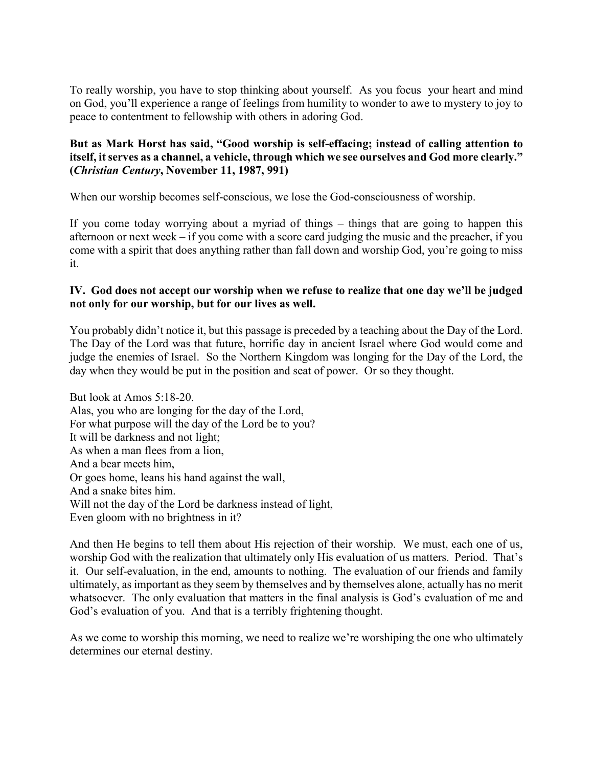To really worship, you have to stop thinking about yourself. As you focus your heart and mind on God, you'll experience a range of feelings from humility to wonder to awe to mystery to joy to peace to contentment to fellowship with others in adoring God.

**But as Mark Horst has said, "Good worship is self-effacing; instead of calling attention to itself, it serves as a channel, a vehicle, through which we see ourselves and God more clearly." (*Christian Century*, November 11, 1987, 991)**

When our worship becomes self-conscious, we lose the God-consciousness of worship.

If you come today worrying about a myriad of things – things that are going to happen this afternoon or next week – if you come with a score card judging the music and the preacher, if you come with a spirit that does anything rather than fall down and worship God, you're going to miss it.

**IV. God does not accept our worship when we refuse to realize that one day we'll be judged not only for our worship, but for our lives as well.**

You probably didn't notice it, but this passage is preceded by a teaching about the Day of the Lord. The Day of the Lord was that future, horrific day in ancient Israel where God would come and judge the enemies of Israel. So the Northern Kingdom was longing for the Day of the Lord, the day when they would be put in the position and seat of power. Or so they thought.

But look at Amos 5:18-20.
Alas, you who are longing for the day of the Lord,
For what purpose will the day of the Lord be to you?
It will be darkness and not light;
As when a man flees from a lion,
And a bear meets him,
Or goes home, leans his hand against the wall,
And a snake bites him.
Will not the day of the Lord be darkness instead of light,
Even gloom with no brightness in it?

And then He begins to tell them about His rejection of their worship. We must, each one of us, worship God with the realization that ultimately only His evaluation of us matters. Period. That's it. Our self-evaluation, in the end, amounts to nothing. The evaluation of our friends and family ultimately, as important as they seem by themselves and by themselves alone, actually has no merit whatsoever. The only evaluation that matters in the final analysis is God's evaluation of me and God's evaluation of you. And that is a terribly frightening thought.

As we come to worship this morning, we need to realize we're worshiping the one who ultimately determines our eternal destiny.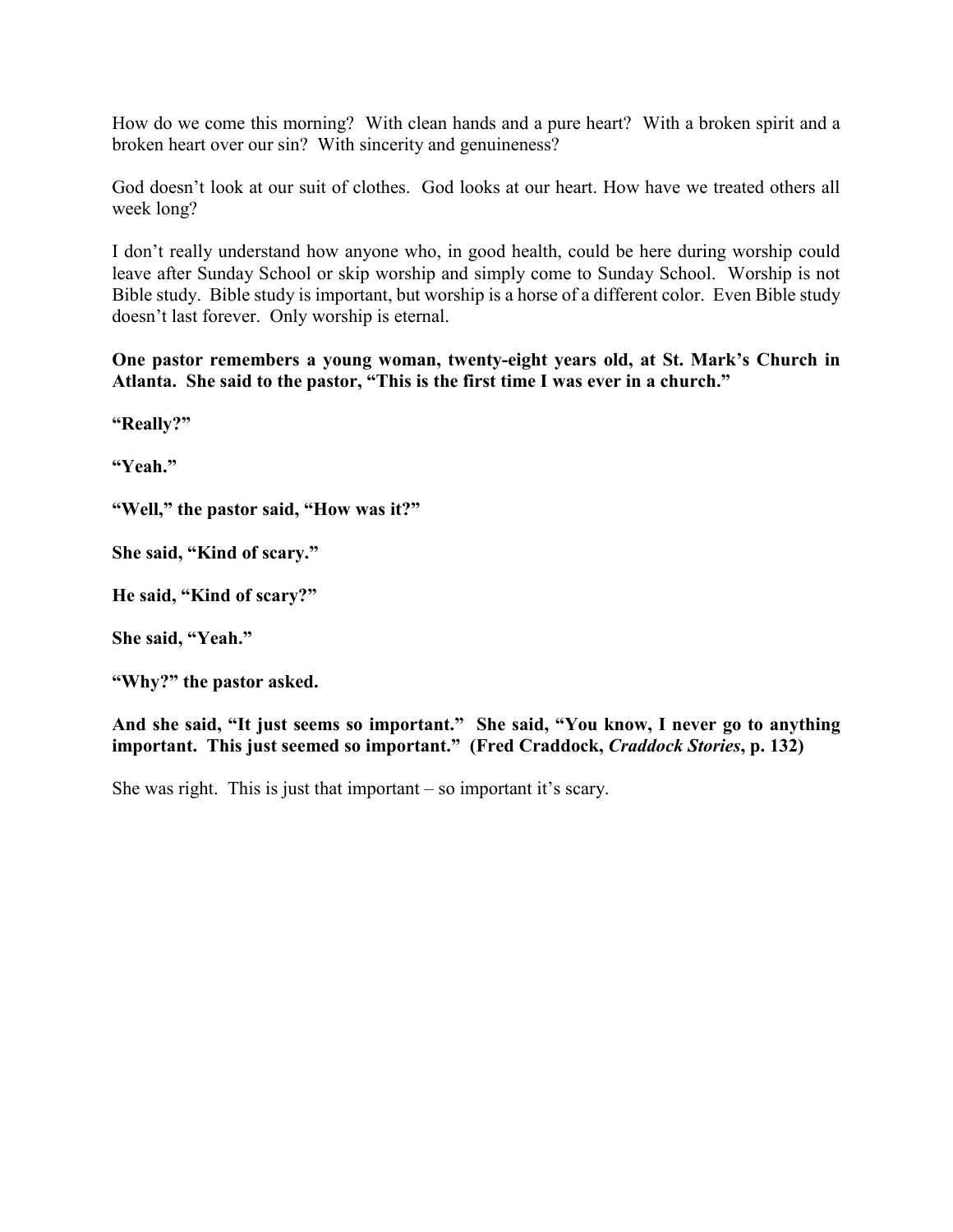How do we come this morning? With clean hands and a pure heart? With a broken spirit and a broken heart over our sin? With sincerity and genuineness?

God doesn't look at our suit of clothes. God looks at our heart. How have we treated others all week long?

I don't really understand how anyone who, in good health, could be here during worship could leave after Sunday School or skip worship and simply come to Sunday School. Worship is not Bible study. Bible study is important, but worship is a horse of a different color. Even Bible study doesn't last forever. Only worship is eternal.

**One pastor remembers a young woman, twenty-eight years old, at St. Mark's Church in Atlanta. She said to the pastor, "This is the first time I was ever in a church."**

**"Really?"**

**"Yeah."**

**"Well," the pastor said, "How was it?"**

**She said, "Kind of scary."**

**He said, "Kind of scary?"**

**She said, "Yeah."**

**"Why?" the pastor asked.**

**And she said, "It just seems so important." She said, "You know, I never go to anything important. This just seemed so important." (Fred Craddock, *Craddock Stories*, p. 132)**

She was right. This is just that important – so important it's scary.